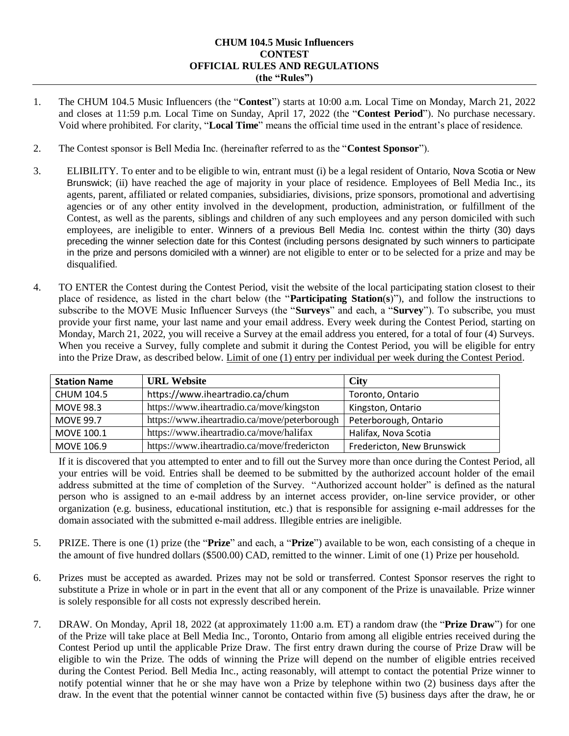**CHUM 104.5 Music Influencers**
**CONTEST**
**OFFICIAL RULES AND REGULATIONS**
**(the "Rules")**

1. The CHUM 104.5 Music Influencers (the "**Contest**") starts at 10:00 a.m. Local Time on Monday, March 21, 2022 and closes at 11:59 p.m. Local Time on Sunday, April 17, 2022 (the "**Contest Period**"). No purchase necessary. Void where prohibited. For clarity, "**Local Time**" means the official time used in the entrant's place of residence.

2. The Contest sponsor is Bell Media Inc. (hereinafter referred to as the "**Contest Sponsor**").

3. ELIBILITY. To enter and to be eligible to win, entrant must (i) be a legal resident of Ontario, Nova Scotia or New Brunswick; (ii) have reached the age of majority in your place of residence. Employees of Bell Media Inc., its agents, parent, affiliated or related companies, subsidiaries, divisions, prize sponsors, promotional and advertising agencies or of any other entity involved in the development, production, administration, or fulfillment of the Contest, as well as the parents, siblings and children of any such employees and any person domiciled with such employees, are ineligible to enter. Winners of a previous Bell Media Inc. contest within the thirty (30) days preceding the winner selection date for this Contest (including persons designated by such winners to participate in the prize and persons domiciled with a winner) are not eligible to enter or to be selected for a prize and may be disqualified.

4. TO ENTER the Contest during the Contest Period, visit the website of the local participating station closest to their place of residence, as listed in the chart below (the "**Participating Station(s)**"), and follow the instructions to subscribe to the MOVE Music Influencer Surveys (the "**Surveys**" and each, a "**Survey**"). To subscribe, you must provide your first name, your last name and your email address. Every week during the Contest Period, starting on Monday, March 21, 2022, you will receive a Survey at the email address you entered, for a total of four (4) Surveys. When you receive a Survey, fully complete and submit it during the Contest Period, you will be eligible for entry into the Prize Draw, as described below. Limit of one (1) entry per individual per week during the Contest Period.

| Station Name | URL Website | City |
|---|---|---|
| CHUM 104.5 | https://www.iheartradio.ca/chum | Toronto, Ontario |
| MOVE 98.3 | https://www.iheartradio.ca/move/kingston | Kingston, Ontario |
| MOVE 99.7 | https://www.iheartradio.ca/move/peterborough | Peterborough, Ontario |
| MOVE 100.1 | https://www.iheartradio.ca/move/halifax | Halifax, Nova Scotia |
| MOVE 106.9 | https://www.iheartradio.ca/move/fredericton | Fredericton, New Brunswick |

If it is discovered that you attempted to enter and to fill out the Survey more than once during the Contest Period, all your entries will be void. Entries shall be deemed to be submitted by the authorized account holder of the email address submitted at the time of completion of the Survey. "Authorized account holder" is defined as the natural person who is assigned to an e-mail address by an internet access provider, on-line service provider, or other organization (e.g. business, educational institution, etc.) that is responsible for assigning e-mail addresses for the domain associated with the submitted e-mail address. Illegible entries are ineligible.

5. PRIZE. There is one (1) prize (the "**Prize**" and each, a "**Prize**") available to be won, each consisting of a cheque in the amount of five hundred dollars ($500.00) CAD, remitted to the winner. Limit of one (1) Prize per household.

6. Prizes must be accepted as awarded. Prizes may not be sold or transferred. Contest Sponsor reserves the right to substitute a Prize in whole or in part in the event that all or any component of the Prize is unavailable. Prize winner is solely responsible for all costs not expressly described herein.

7. DRAW. On Monday, April 18, 2022 (at approximately 11:00 a.m. ET) a random draw (the "**Prize Draw**") for one of the Prize will take place at Bell Media Inc., Toronto, Ontario from among all eligible entries received during the Contest Period up until the applicable Prize Draw. The first entry drawn during the course of Prize Draw will be eligible to win the Prize. The odds of winning the Prize will depend on the number of eligible entries received during the Contest Period. Bell Media Inc., acting reasonably, will attempt to contact the potential Prize winner to notify potential winner that he or she may have won a Prize by telephone within two (2) business days after the draw. In the event that the potential winner cannot be contacted within five (5) business days after the draw, he or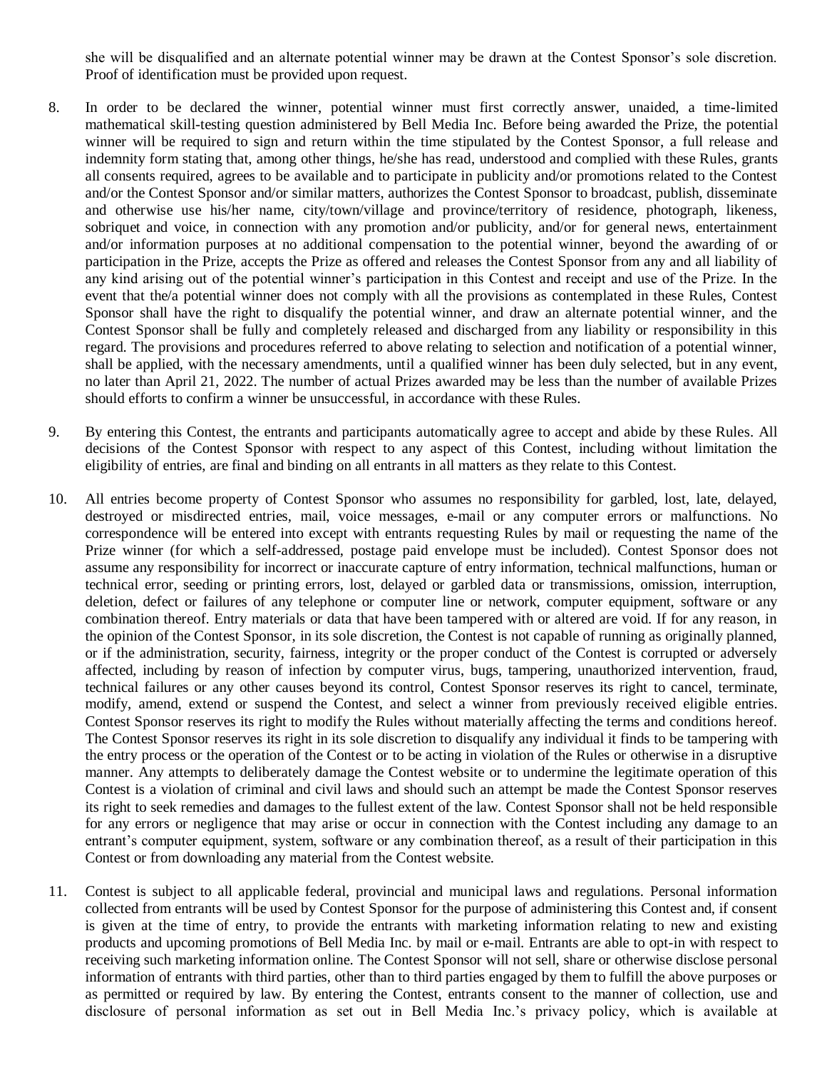she will be disqualified and an alternate potential winner may be drawn at the Contest Sponsor's sole discretion. Proof of identification must be provided upon request.

8. In order to be declared the winner, potential winner must first correctly answer, unaided, a time-limited mathematical skill-testing question administered by Bell Media Inc. Before being awarded the Prize, the potential winner will be required to sign and return within the time stipulated by the Contest Sponsor, a full release and indemnity form stating that, among other things, he/she has read, understood and complied with these Rules, grants all consents required, agrees to be available and to participate in publicity and/or promotions related to the Contest and/or the Contest Sponsor and/or similar matters, authorizes the Contest Sponsor to broadcast, publish, disseminate and otherwise use his/her name, city/town/village and province/territory of residence, photograph, likeness, sobriquet and voice, in connection with any promotion and/or publicity, and/or for general news, entertainment and/or information purposes at no additional compensation to the potential winner, beyond the awarding of or participation in the Prize, accepts the Prize as offered and releases the Contest Sponsor from any and all liability of any kind arising out of the potential winner's participation in this Contest and receipt and use of the Prize. In the event that the/a potential winner does not comply with all the provisions as contemplated in these Rules, Contest Sponsor shall have the right to disqualify the potential winner, and draw an alternate potential winner, and the Contest Sponsor shall be fully and completely released and discharged from any liability or responsibility in this regard. The provisions and procedures referred to above relating to selection and notification of a potential winner, shall be applied, with the necessary amendments, until a qualified winner has been duly selected, but in any event, no later than April 21, 2022. The number of actual Prizes awarded may be less than the number of available Prizes should efforts to confirm a winner be unsuccessful, in accordance with these Rules.

9. By entering this Contest, the entrants and participants automatically agree to accept and abide by these Rules. All decisions of the Contest Sponsor with respect to any aspect of this Contest, including without limitation the eligibility of entries, are final and binding on all entrants in all matters as they relate to this Contest.

10. All entries become property of Contest Sponsor who assumes no responsibility for garbled, lost, late, delayed, destroyed or misdirected entries, mail, voice messages, e-mail or any computer errors or malfunctions. No correspondence will be entered into except with entrants requesting Rules by mail or requesting the name of the Prize winner (for which a self-addressed, postage paid envelope must be included). Contest Sponsor does not assume any responsibility for incorrect or inaccurate capture of entry information, technical malfunctions, human or technical error, seeding or printing errors, lost, delayed or garbled data or transmissions, omission, interruption, deletion, defect or failures of any telephone or computer line or network, computer equipment, software or any combination thereof. Entry materials or data that have been tampered with or altered are void. If for any reason, in the opinion of the Contest Sponsor, in its sole discretion, the Contest is not capable of running as originally planned, or if the administration, security, fairness, integrity or the proper conduct of the Contest is corrupted or adversely affected, including by reason of infection by computer virus, bugs, tampering, unauthorized intervention, fraud, technical failures or any other causes beyond its control, Contest Sponsor reserves its right to cancel, terminate, modify, amend, extend or suspend the Contest, and select a winner from previously received eligible entries. Contest Sponsor reserves its right to modify the Rules without materially affecting the terms and conditions hereof. The Contest Sponsor reserves its right in its sole discretion to disqualify any individual it finds to be tampering with the entry process or the operation of the Contest or to be acting in violation of the Rules or otherwise in a disruptive manner. Any attempts to deliberately damage the Contest website or to undermine the legitimate operation of this Contest is a violation of criminal and civil laws and should such an attempt be made the Contest Sponsor reserves its right to seek remedies and damages to the fullest extent of the law. Contest Sponsor shall not be held responsible for any errors or negligence that may arise or occur in connection with the Contest including any damage to an entrant's computer equipment, system, software or any combination thereof, as a result of their participation in this Contest or from downloading any material from the Contest website.

11. Contest is subject to all applicable federal, provincial and municipal laws and regulations. Personal information collected from entrants will be used by Contest Sponsor for the purpose of administering this Contest and, if consent is given at the time of entry, to provide the entrants with marketing information relating to new and existing products and upcoming promotions of Bell Media Inc. by mail or e-mail. Entrants are able to opt-in with respect to receiving such marketing information online. The Contest Sponsor will not sell, share or otherwise disclose personal information of entrants with third parties, other than to third parties engaged by them to fulfill the above purposes or as permitted or required by law. By entering the Contest, entrants consent to the manner of collection, use and disclosure of personal information as set out in Bell Media Inc.'s privacy policy, which is available at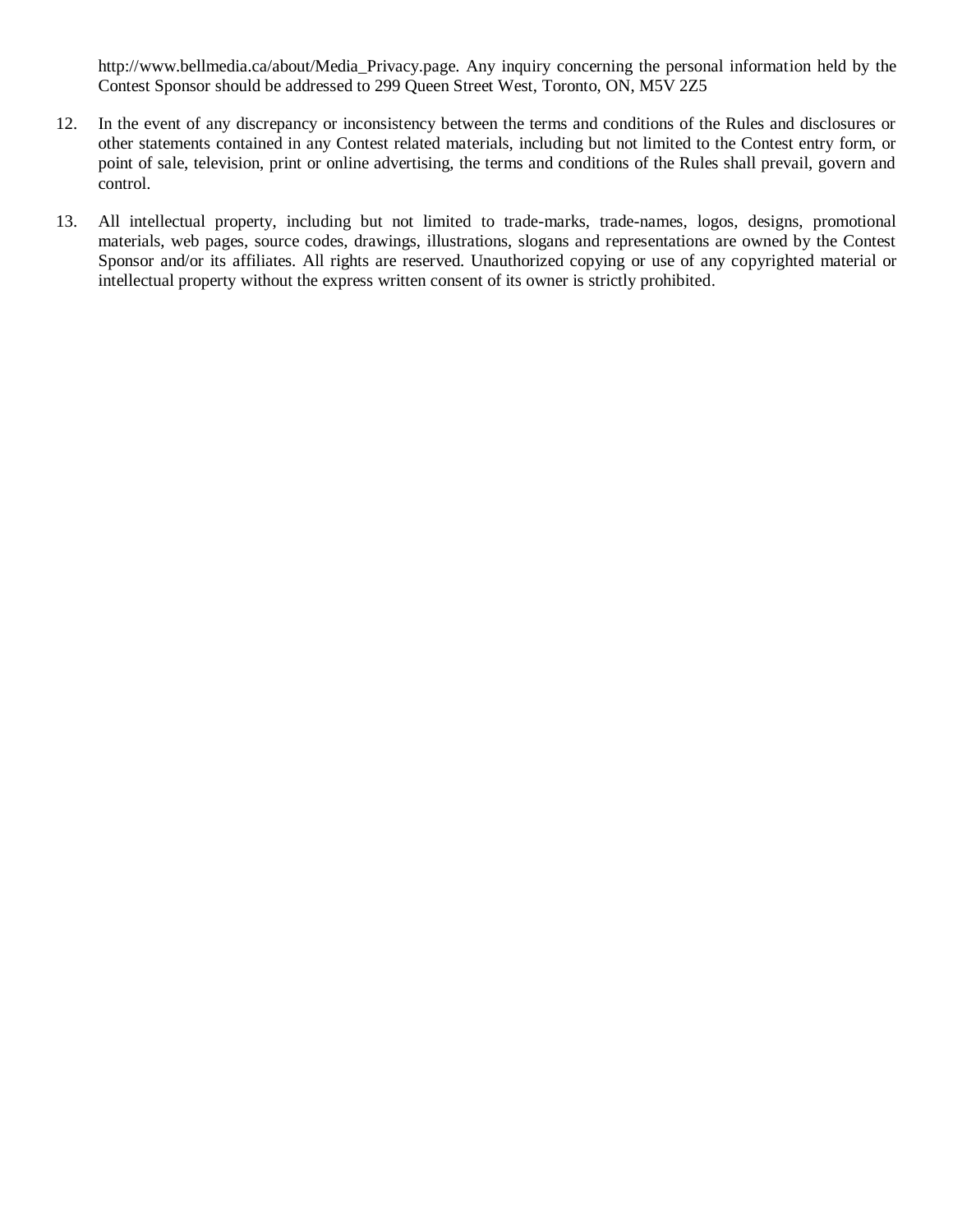http://www.bellmedia.ca/about/Media_Privacy.page. Any inquiry concerning the personal information held by the Contest Sponsor should be addressed to 299 Queen Street West, Toronto, ON, M5V 2Z5

12. In the event of any discrepancy or inconsistency between the terms and conditions of the Rules and disclosures or other statements contained in any Contest related materials, including but not limited to the Contest entry form, or point of sale, television, print or online advertising, the terms and conditions of the Rules shall prevail, govern and control.

13. All intellectual property, including but not limited to trade-marks, trade-names, logos, designs, promotional materials, web pages, source codes, drawings, illustrations, slogans and representations are owned by the Contest Sponsor and/or its affiliates. All rights are reserved. Unauthorized copying or use of any copyrighted material or intellectual property without the express written consent of its owner is strictly prohibited.